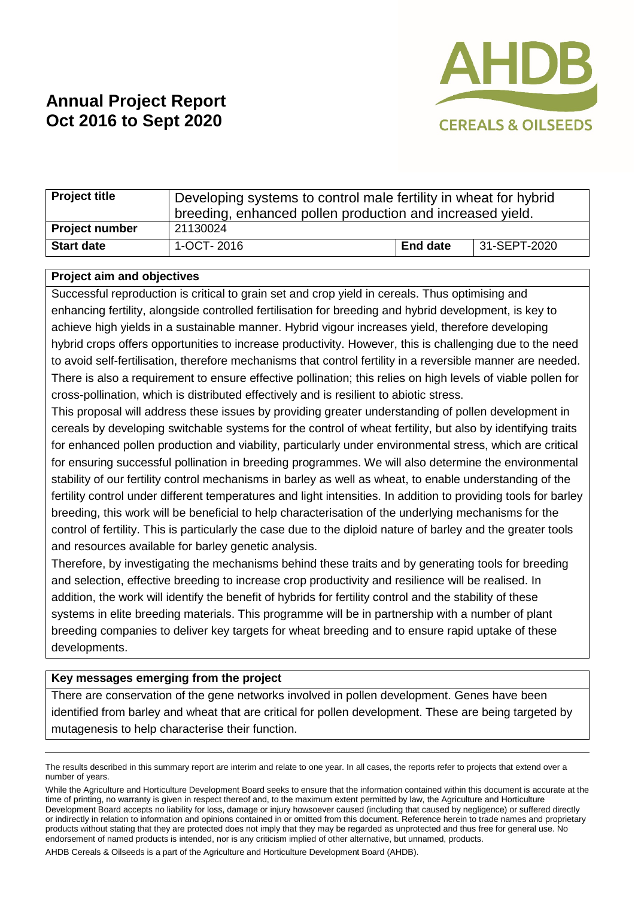# Annual Project Report
# Oct 2016 to Sept 2020

AHDB CEREALS & OILSEEDS

| Project title | Developing systems to control male fertility in wheat for hybrid breeding, enhanced pollen production and increased yield. | | |
|---|---|---|---|
| **Project number** | 21130024 | | |
| **Start date** | 1-OCT- 2016 | **End date** | 31-SEPT-2020 |

**Project aim and objectives**

Successful reproduction is critical to grain set and crop yield in cereals. Thus optimising and enhancing fertility, alongside controlled fertilisation for breeding and hybrid development, is key to achieve high yields in a sustainable manner. Hybrid vigour increases yield, therefore developing hybrid crops offers opportunities to increase productivity. However, this is challenging due to the need to avoid self-fertilisation, therefore mechanisms that control fertility in a reversible manner are needed. There is also a requirement to ensure effective pollination; this relies on high levels of viable pollen for cross-pollination, which is distributed effectively and is resilient to abiotic stress.

This proposal will address these issues by providing greater understanding of pollen development in cereals by developing switchable systems for the control of wheat fertility, but also by identifying traits for enhanced pollen production and viability, particularly under environmental stress, which are critical for ensuring successful pollination in breeding programmes. We will also determine the environmental stability of our fertility control mechanisms in barley as well as wheat, to enable understanding of the fertility control under different temperatures and light intensities. In addition to providing tools for barley breeding, this work will be beneficial to help characterisation of the underlying mechanisms for the control of fertility. This is particularly the case due to the diploid nature of barley and the greater tools and resources available for barley genetic analysis.

Therefore, by investigating the mechanisms behind these traits and by generating tools for breeding and selection, effective breeding to increase crop productivity and resilience will be realised. In addition, the work will identify the benefit of hybrids for fertility control and the stability of these systems in elite breeding materials. This programme will be in partnership with a number of plant breeding companies to deliver key targets for wheat breeding and to ensure rapid uptake of these developments.

**Key messages emerging from the project**

There are conservation of the gene networks involved in pollen development. Genes have been identified from barley and wheat that are critical for pollen development. These are being targeted by mutagenesis to help characterise their function.

The results described in this summary report are interim and relate to one year. In all cases, the reports refer to projects that extend over a number of years.

While the Agriculture and Horticulture Development Board seeks to ensure that the information contained within this document is accurate at the time of printing, no warranty is given in respect thereof and, to the maximum extent permitted by law, the Agriculture and Horticulture Development Board accepts no liability for loss, damage or injury howsoever caused (including that caused by negligence) or suffered directly or indirectly in relation to information and opinions contained in or omitted from this document. Reference herein to trade names and proprietary products without stating that they are protected does not imply that they may be regarded as unprotected and thus free for general use. No endorsement of named products is intended, nor is any criticism implied of other alternative, but unnamed, products.

AHDB Cereals & Oilseeds is a part of the Agriculture and Horticulture Development Board (AHDB).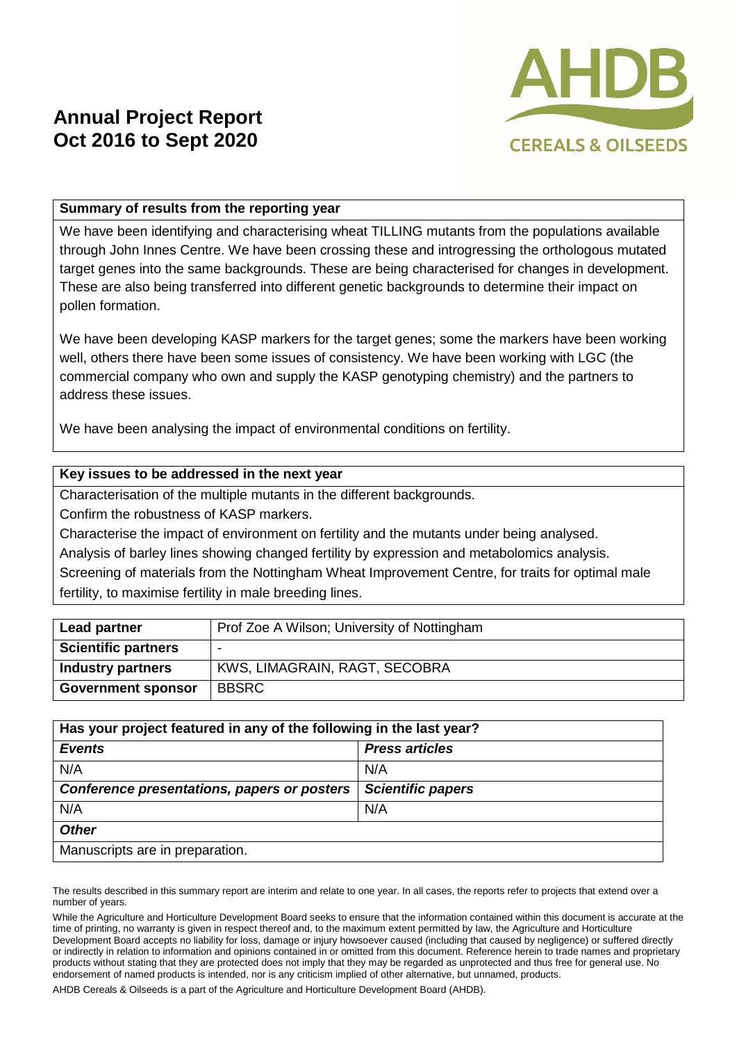# Annual Project Report Oct 2016 to Sept 2020

AHDB CEREALS & OILSEEDS

| Summary of results from the reporting year |
| --- |
| We have been identifying and characterising wheat TILLING mutants from the populations available through John Innes Centre. We have been crossing these and introgressing the orthologous mutated target genes into the same backgrounds. These are being characterised for changes in development. These are also being transferred into different genetic backgrounds to determine their impact on pollen formation.<br><br>We have been developing KASP markers for the target genes; some the markers have been working well, others there have been some issues of consistency. We have been working with LGC (the commercial company who own and supply the KASP genotyping chemistry) and the partners to address these issues.<br><br>We have been analysing the impact of environmental conditions on fertility. |

| Key issues to be addressed in the next year |
| --- |
| Characterisation of the multiple mutants in the different backgrounds.<br>Confirm the robustness of KASP markers.<br>Characterise the impact of environment on fertility and the mutants under being analysed.<br>Analysis of barley lines showing changed fertility by expression and metabolomics analysis.<br>Screening of materials from the Nottingham Wheat Improvement Centre, for traits for optimal male fertility, to maximise fertility in male breeding lines. |

| | |
| --- | --- |
| **Lead partner** | Prof Zoe A Wilson; University of Nottingham |
| **Scientific partners** | - |
| **Industry partners** | KWS, LIMAGRAIN, RAGT, SECOBRA |
| **Government sponsor** | BBSRC |

| Has your project featured in any of the following in the last year? | |
| --- | --- |
| ***Events*** | ***Press articles*** |
| N/A | N/A |
| ***Conference presentations, papers or posters*** | ***Scientific papers*** |
| N/A | N/A |
| ***Other*** | |
| Manuscripts are in preparation. | |

The results described in this summary report are interim and relate to one year. In all cases, the reports refer to projects that extend over a number of years.

While the Agriculture and Horticulture Development Board seeks to ensure that the information contained within this document is accurate at the time of printing, no warranty is given in respect thereof and, to the maximum extent permitted by law, the Agriculture and Horticulture Development Board accepts no liability for loss, damage or injury howsoever caused (including that caused by negligence) or suffered directly or indirectly in relation to information and opinions contained in or omitted from this document. Reference herein to trade names and proprietary products without stating that they are protected does not imply that they may be regarded as unprotected and thus free for general use. No endorsement of named products is intended, nor is any criticism implied of other alternative, but unnamed, products.

AHDB Cereals & Oilseeds is a part of the Agriculture and Horticulture Development Board (AHDB).